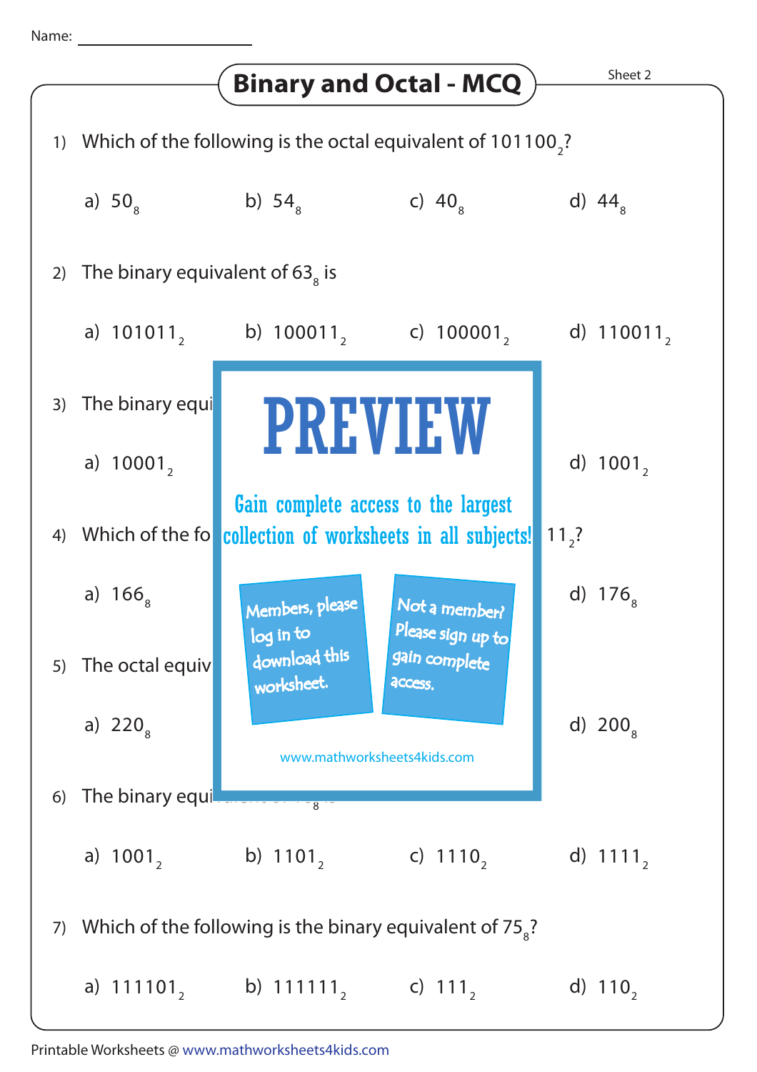Name: ____________________

# Binary and Octal - MCQ

Sheet 2

1) Which of the following is the octal equivalent of $101100_2$?

a) $50_8$ b) $54_8$ c) $40_8$ d) $44_8$

2) The binary equivalent of $63_8$ is

a) $101011_2$ b) $100011_2$ c) $100001_2$ d) $110011_2$

3) The binary equi

a) $10001_2$ d) $1001_2$

4) Which of the fo $11_2$?

a) $166_8$ d) $176_8$

5) The octal equiv

a) $220_8$ d) $200_8$

PREVIEW

Gain complete access to the largest collection of worksheets in all subjects!

Members, please log in to download this worksheet.

Not a member? Please sign up to gain complete access.

www.mathworksheets4kids.com

6) The binary equi $_8$ is

a) $1001_2$ b) $1101_2$ c) $1110_2$ d) $1111_2$

7) Which of the following is the binary equivalent of $75_8$?

a) $111101_2$ b) $111111_2$ c) $111_2$ d) $110_2$

Printable Worksheets @ www.mathworksheets4kids.com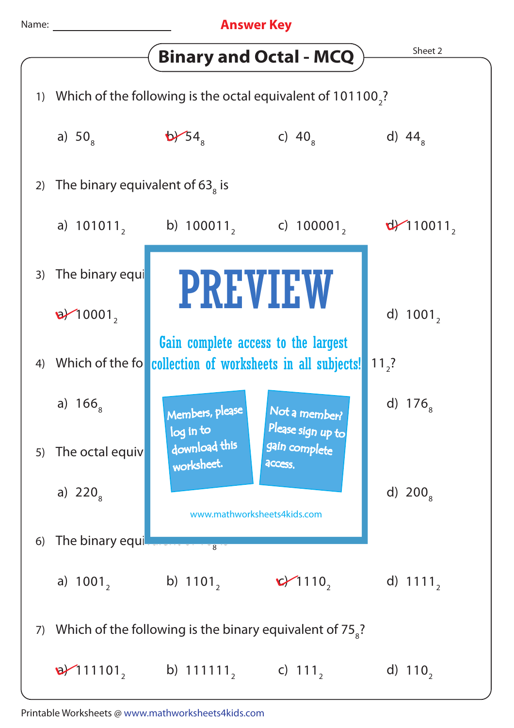Name: ____________________

**Answer Key**

# Binary and Octal - MCQ

Sheet 2

1) Which of the following is the octal equivalent of $101100_2$?

a) $50_8$ &nbsp;&nbsp; b) $54_8$ ✓ &nbsp;&nbsp; c) $40_8$ &nbsp;&nbsp; d) $44_8$

2) The binary equivalent of $63_8$ is

a) $101011_2$ &nbsp;&nbsp; b) $100011_2$ &nbsp;&nbsp; c) $100001_2$ &nbsp;&nbsp; d) $110011_2$ ✓

3) The binary equi

a) $10001_2$ ✓ &nbsp;&nbsp; d) $1001_2$

4) Which of the fo $11_2$?

a) $166_8$ &nbsp;&nbsp; d) $176_8$

5) The octal equiv

a) $220_8$ &nbsp;&nbsp; d) $200_8$

6) The binary equi

a) $1001_2$ &nbsp;&nbsp; b) $1101_2$ &nbsp;&nbsp; c) $1110_2$ ✓ &nbsp;&nbsp; d) $1111_2$

7) Which of the following is the binary equivalent of $75_8$?

a) $111101_2$ ✓ &nbsp;&nbsp; b) $111111_2$ &nbsp;&nbsp; c) $111_2$ &nbsp;&nbsp; d) $110_2$

PREVIEW

Gain complete access to the largest collection of worksheets in all subjects!

Members, please log in to download this worksheet.

Not a member? Please sign up to gain complete access.

www.mathworksheets4kids.com

Printable Worksheets @ www.mathworksheets4kids.com